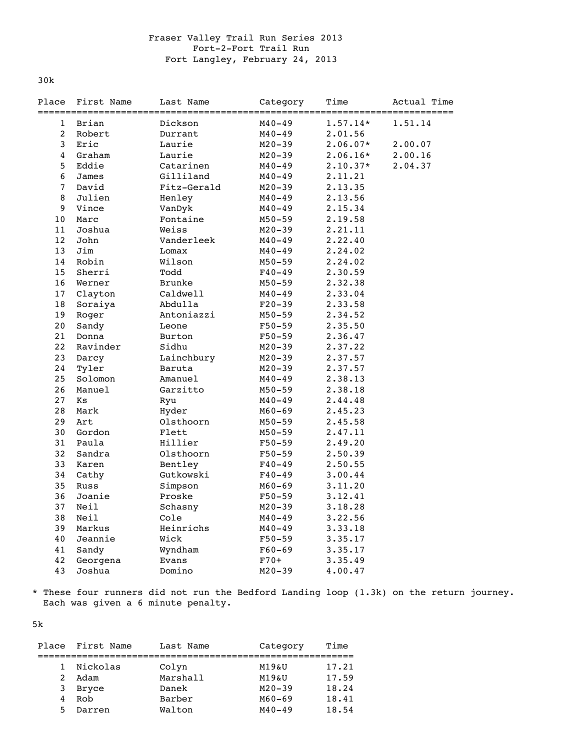# Fraser Valley Trail Run Series 2013
## Fort-2-Fort Trail Run
### Fort Langley, February 24, 2013

30k

| Place | First Name | Last Name | Category | Time | Actual Time |
|---|---|---|---|---|---|
| 1 | Brian | Dickson | M40-49 | 1.57.14* | 1.51.14 |
| 2 | Robert | Durrant | M40-49 | 2.01.56 | |
| 3 | Eric | Laurie | M20-39 | 2.06.07* | 2.00.07 |
| 4 | Graham | Laurie | M20-39 | 2.06.16* | 2.00.16 |
| 5 | Eddie | Catarinen | M40-49 | 2.10.37* | 2.04.37 |
| 6 | James | Gilliland | M40-49 | 2.11.21 | |
| 7 | David | Fitz-Gerald | M20-39 | 2.13.35 | |
| 8 | Julien | Henley | M40-49 | 2.13.56 | |
| 9 | Vince | VanDyk | M40-49 | 2.15.34 | |
| 10 | Marc | Fontaine | M50-59 | 2.19.58 | |
| 11 | Joshua | Weiss | M20-39 | 2.21.11 | |
| 12 | John | Vanderleek | M40-49 | 2.22.40 | |
| 13 | Jim | Lomax | M40-49 | 2.24.02 | |
| 14 | Robin | Wilson | M50-59 | 2.24.02 | |
| 15 | Sherri | Todd | F40-49 | 2.30.59 | |
| 16 | Werner | Brunke | M50-59 | 2.32.38 | |
| 17 | Clayton | Caldwell | M40-49 | 2.33.04 | |
| 18 | Soraiya | Abdulla | F20-39 | 2.33.58 | |
| 19 | Roger | Antoniazzi | M50-59 | 2.34.52 | |
| 20 | Sandy | Leone | F50-59 | 2.35.50 | |
| 21 | Donna | Burton | F50-59 | 2.36.47 | |
| 22 | Ravinder | Sidhu | M20-39 | 2.37.22 | |
| 23 | Darcy | Lainchbury | M20-39 | 2.37.57 | |
| 24 | Tyler | Baruta | M20-39 | 2.37.57 | |
| 25 | Solomon | Amanuel | M40-49 | 2.38.13 | |
| 26 | Manuel | Garzitto | M50-59 | 2.38.18 | |
| 27 | Ks | Ryu | M40-49 | 2.44.48 | |
| 28 | Mark | Hyder | M60-69 | 2.45.23 | |
| 29 | Art | Olsthoorn | M50-59 | 2.45.58 | |
| 30 | Gordon | Flett | M50-59 | 2.47.11 | |
| 31 | Paula | Hillier | F50-59 | 2.49.20 | |
| 32 | Sandra | Olsthoorn | F50-59 | 2.50.39 | |
| 33 | Karen | Bentley | F40-49 | 2.50.55 | |
| 34 | Cathy | Gutkowski | F40-49 | 3.00.44 | |
| 35 | Russ | Simpson | M60-69 | 3.11.20 | |
| 36 | Joanie | Proske | F50-59 | 3.12.41 | |
| 37 | Neil | Schasny | M20-39 | 3.18.28 | |
| 38 | Neil | Cole | M40-49 | 3.22.56 | |
| 39 | Markus | Heinrichs | M40-49 | 3.33.18 | |
| 40 | Jeannie | Wick | F50-59 | 3.35.17 | |
| 41 | Sandy | Wyndham | F60-69 | 3.35.17 | |
| 42 | Georgena | Evans | F70+ | 3.35.49 | |
| 43 | Joshua | Domino | M20-39 | 4.00.47 | |

* These four runners did not run the Bedford Landing loop (1.3k) on the return journey. Each was given a 6 minute penalty.

5k

| Place | First Name | Last Name | Category | Time |
|---|---|---|---|---|
| 1 | Nickolas | Colyn | M19&U | 17.21 |
| 2 | Adam | Marshall | M19&U | 17.59 |
| 3 | Bryce | Danek | M20-39 | 18.24 |
| 4 | Rob | Barber | M60-69 | 18.41 |
| 5 | Darren | Walton | M40-49 | 18.54 |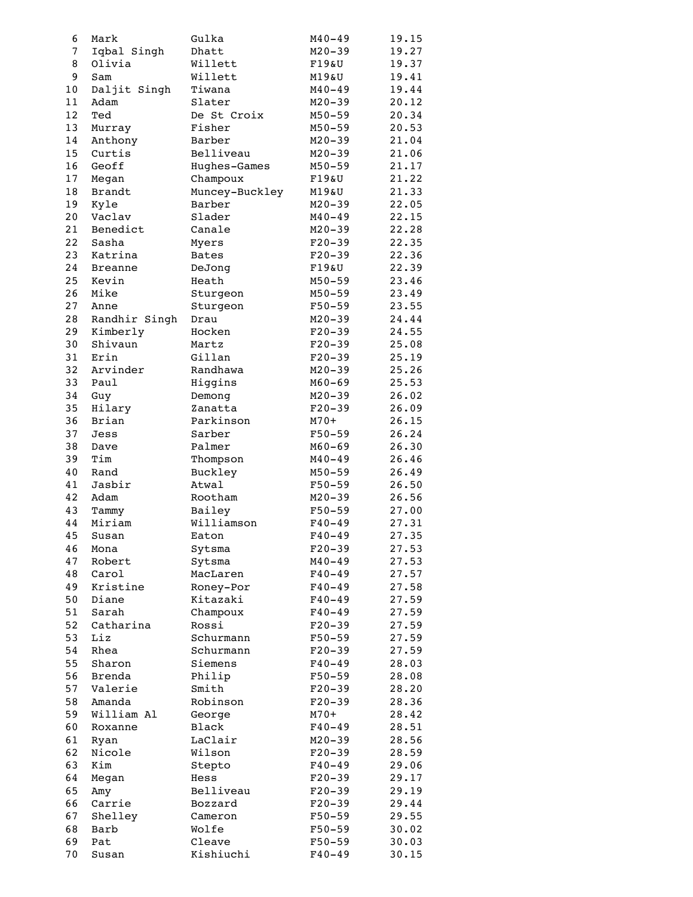| | | | | |
|---|---|---|---|---|
| 6 | Mark | Gulka | M40-49 | 19.15 |
| 7 | Iqbal Singh | Dhatt | M20-39 | 19.27 |
| 8 | Olivia | Willett | F19&U | 19.37 |
| 9 | Sam | Willett | M19&U | 19.41 |
| 10 | Daljit Singh | Tiwana | M40-49 | 19.44 |
| 11 | Adam | Slater | M20-39 | 20.12 |
| 12 | Ted | De St Croix | M50-59 | 20.34 |
| 13 | Murray | Fisher | M50-59 | 20.53 |
| 14 | Anthony | Barber | M20-39 | 21.04 |
| 15 | Curtis | Belliveau | M20-39 | 21.06 |
| 16 | Geoff | Hughes-Games | M50-59 | 21.17 |
| 17 | Megan | Champoux | F19&U | 21.22 |
| 18 | Brandt | Muncey-Buckley | M19&U | 21.33 |
| 19 | Kyle | Barber | M20-39 | 22.05 |
| 20 | Vaclav | Slader | M40-49 | 22.15 |
| 21 | Benedict | Canale | M20-39 | 22.28 |
| 22 | Sasha | Myers | F20-39 | 22.35 |
| 23 | Katrina | Bates | F20-39 | 22.36 |
| 24 | Breanne | DeJong | F19&U | 22.39 |
| 25 | Kevin | Heath | M50-59 | 23.46 |
| 26 | Mike | Sturgeon | M50-59 | 23.49 |
| 27 | Anne | Sturgeon | F50-59 | 23.55 |
| 28 | Randhir Singh | Drau | M20-39 | 24.44 |
| 29 | Kimberly | Hocken | F20-39 | 24.55 |
| 30 | Shivaun | Martz | F20-39 | 25.08 |
| 31 | Erin | Gillan | F20-39 | 25.19 |
| 32 | Arvinder | Randhawa | M20-39 | 25.26 |
| 33 | Paul | Higgins | M60-69 | 25.53 |
| 34 | Guy | Demong | M20-39 | 26.02 |
| 35 | Hilary | Zanatta | F20-39 | 26.09 |
| 36 | Brian | Parkinson | M70+ | 26.15 |
| 37 | Jess | Sarber | F50-59 | 26.24 |
| 38 | Dave | Palmer | M60-69 | 26.30 |
| 39 | Tim | Thompson | M40-49 | 26.46 |
| 40 | Rand | Buckley | M50-59 | 26.49 |
| 41 | Jasbir | Atwal | F50-59 | 26.50 |
| 42 | Adam | Rootham | M20-39 | 26.56 |
| 43 | Tammy | Bailey | F50-59 | 27.00 |
| 44 | Miriam | Williamson | F40-49 | 27.31 |
| 45 | Susan | Eaton | F40-49 | 27.35 |
| 46 | Mona | Sytsma | F20-39 | 27.53 |
| 47 | Robert | Sytsma | M40-49 | 27.53 |
| 48 | Carol | MacLaren | F40-49 | 27.57 |
| 49 | Kristine | Roney-Por | F40-49 | 27.58 |
| 50 | Diane | Kitazaki | F40-49 | 27.59 |
| 51 | Sarah | Champoux | F40-49 | 27.59 |
| 52 | Catharina | Rossi | F20-39 | 27.59 |
| 53 | Liz | Schurmann | F50-59 | 27.59 |
| 54 | Rhea | Schurmann | F20-39 | 27.59 |
| 55 | Sharon | Siemens | F40-49 | 28.03 |
| 56 | Brenda | Philip | F50-59 | 28.08 |
| 57 | Valerie | Smith | F20-39 | 28.20 |
| 58 | Amanda | Robinson | F20-39 | 28.36 |
| 59 | William Al | George | M70+ | 28.42 |
| 60 | Roxanne | Black | F40-49 | 28.51 |
| 61 | Ryan | LaClair | M20-39 | 28.56 |
| 62 | Nicole | Wilson | F20-39 | 28.59 |
| 63 | Kim | Stepto | F40-49 | 29.06 |
| 64 | Megan | Hess | F20-39 | 29.17 |
| 65 | Amy | Belliveau | F20-39 | 29.19 |
| 66 | Carrie | Bozzard | F20-39 | 29.44 |
| 67 | Shelley | Cameron | F50-59 | 29.55 |
| 68 | Barb | Wolfe | F50-59 | 30.02 |
| 69 | Pat | Cleave | F50-59 | 30.03 |
| 70 | Susan | Kishiuchi | F40-49 | 30.15 |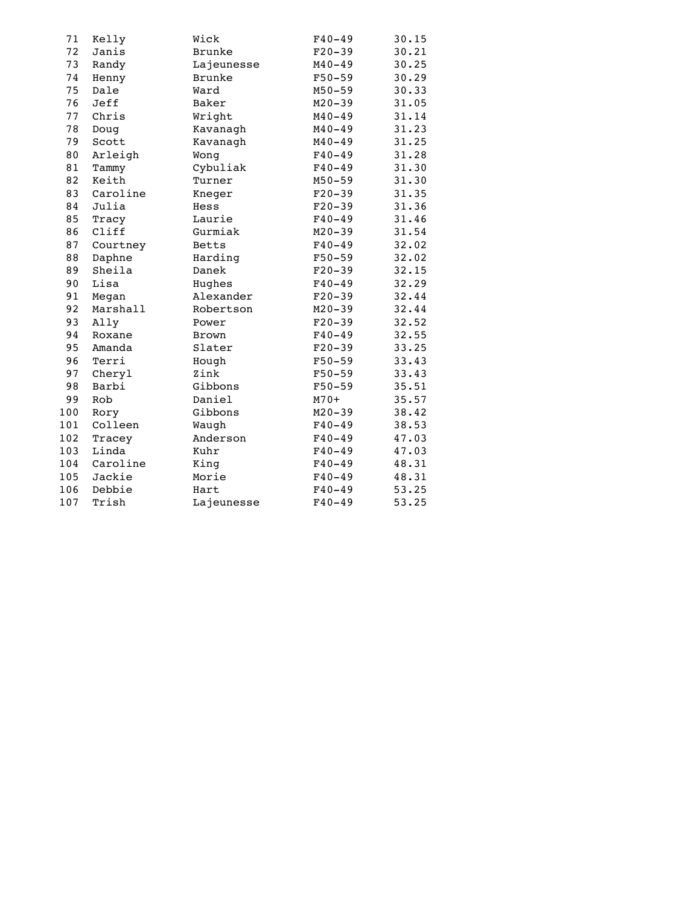| | | | | |
|---|---|---|---|---|
| 71 | Kelly | Wick | F40-49 | 30.15 |
| 72 | Janis | Brunke | F20-39 | 30.21 |
| 73 | Randy | Lajeunesse | M40-49 | 30.25 |
| 74 | Henny | Brunke | F50-59 | 30.29 |
| 75 | Dale | Ward | M50-59 | 30.33 |
| 76 | Jeff | Baker | M20-39 | 31.05 |
| 77 | Chris | Wright | M40-49 | 31.14 |
| 78 | Doug | Kavanagh | M40-49 | 31.23 |
| 79 | Scott | Kavanagh | M40-49 | 31.25 |
| 80 | Arleigh | Wong | F40-49 | 31.28 |
| 81 | Tammy | Cybuliak | F40-49 | 31.30 |
| 82 | Keith | Turner | M50-59 | 31.30 |
| 83 | Caroline | Kneger | F20-39 | 31.35 |
| 84 | Julia | Hess | F20-39 | 31.36 |
| 85 | Tracy | Laurie | F40-49 | 31.46 |
| 86 | Cliff | Gurmiak | M20-39 | 31.54 |
| 87 | Courtney | Betts | F40-49 | 32.02 |
| 88 | Daphne | Harding | F50-59 | 32.02 |
| 89 | Sheila | Danek | F20-39 | 32.15 |
| 90 | Lisa | Hughes | F40-49 | 32.29 |
| 91 | Megan | Alexander | F20-39 | 32.44 |
| 92 | Marshall | Robertson | M20-39 | 32.44 |
| 93 | Ally | Power | F20-39 | 32.52 |
| 94 | Roxane | Brown | F40-49 | 32.55 |
| 95 | Amanda | Slater | F20-39 | 33.25 |
| 96 | Terri | Hough | F50-59 | 33.43 |
| 97 | Cheryl | Zink | F50-59 | 33.43 |
| 98 | Barbi | Gibbons | F50-59 | 35.51 |
| 99 | Rob | Daniel | M70+ | 35.57 |
| 100 | Rory | Gibbons | M20-39 | 38.42 |
| 101 | Colleen | Waugh | F40-49 | 38.53 |
| 102 | Tracey | Anderson | F40-49 | 47.03 |
| 103 | Linda | Kuhr | F40-49 | 47.03 |
| 104 | Caroline | King | F40-49 | 48.31 |
| 105 | Jackie | Morie | F40-49 | 48.31 |
| 106 | Debbie | Hart | F40-49 | 53.25 |
| 107 | Trish | Lajeunesse | F40-49 | 53.25 |